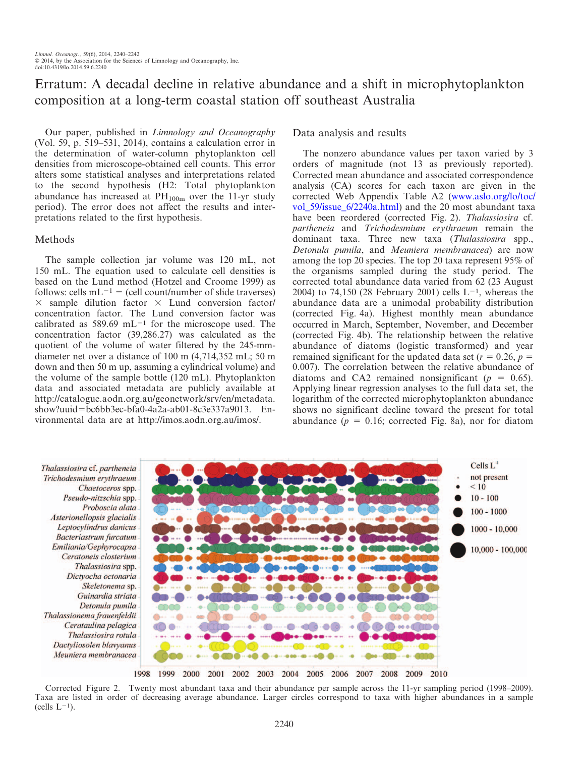# Erratum: A decadal decline in relative abundance and a shift in microphytoplankton composition at a long-term coastal station off southeast Australia

Our paper, published in *Limnology and Oceanography* (Vol. 59, p. 519–531, 2014), contains a calculation error in the determination of water-column phytoplankton cell densities from microscope-obtained cell counts. This error alters some statistical analyses and interpretations related to the second hypothesis (H2: Total phytoplankton abundance has increased at $PH_{100m}$ over the 11-yr study period). The error does not affect the results and interpretations related to the first hypothesis.

## Methods

The sample collection jar volume was 120 mL, not 150 mL. The equation used to calculate cell densities is based on the Lund method (Hotzel and Croome 1999) as follows: cells $mL^{-1}$ = (cell count/number of slide traverses) × sample dilution factor × Lund conversion factor/concentration factor. The Lund conversion factor was calibrated as 589.69 $mL^{-1}$ for the microscope used. The concentration factor (39,286.27) was calculated as the quotient of the volume of water filtered by the 245-mm-diameter net over a distance of 100 m (4,714,352 mL; 50 m down and then 50 m up, assuming a cylindrical volume) and the volume of the sample bottle (120 mL). Phytoplankton data and associated metadata are publicly available at http://catalogue.aodn.org.au/geonetwork/srv/en/metadata.show?uuid=bc6bb3ec-bfa0-4a2a-ab01-8c3e337a9013. Environmental data are at http://imos.aodn.org.au/imos/.

## Data analysis and results

The nonzero abundance values per taxon varied by 3 orders of magnitude (not 13 as previously reported). Corrected mean abundance and associated correspondence analysis (CA) scores for each taxon are given in the corrected Web Appendix Table A2 (www.aslo.org/lo/toc/vol_59/issue_6/2240a.html) and the 20 most abundant taxa have been reordered (corrected Fig. 2). *Thalassiosira* cf. *partheneia* and *Trichodesmium erythraeum* remain the dominant taxa. Three new taxa (*Thalassiosira* spp., *Detonula pumila*, and *Meuniera membranacea*) are now among the top 20 species. The top 20 taxa represent 95% of the organisms sampled during the study period. The corrected total abundance data varied from 62 (23 August 2004) to 74,150 (28 February 2001) cells $L^{-1}$, whereas the abundance data are a unimodal probability distribution (corrected Fig. 4a). Highest monthly mean abundance occurred in March, September, November, and December (corrected Fig. 4b). The relationship between the relative abundance of diatoms (logistic transformed) and year remained significant for the updated data set ($r = 0.26$, $p = 0.007$). The correlation between the relative abundance of diatoms and CA2 remained nonsignificant ($p = 0.65$). Applying linear regression analyses to the full data set, the logarithm of the corrected microphytoplankton abundance shows no significant decline toward the present for total abundance ($p = 0.16$; corrected Fig. 8a), nor for diatom

Corrected Figure 2. Twenty most abundant taxa and their abundance per sample across the 11-yr sampling period (1998–2009). Taxa are listed in order of decreasing average abundance. Larger circles correspond to taxa with higher abundances in a sample (cells $L^{-1}$).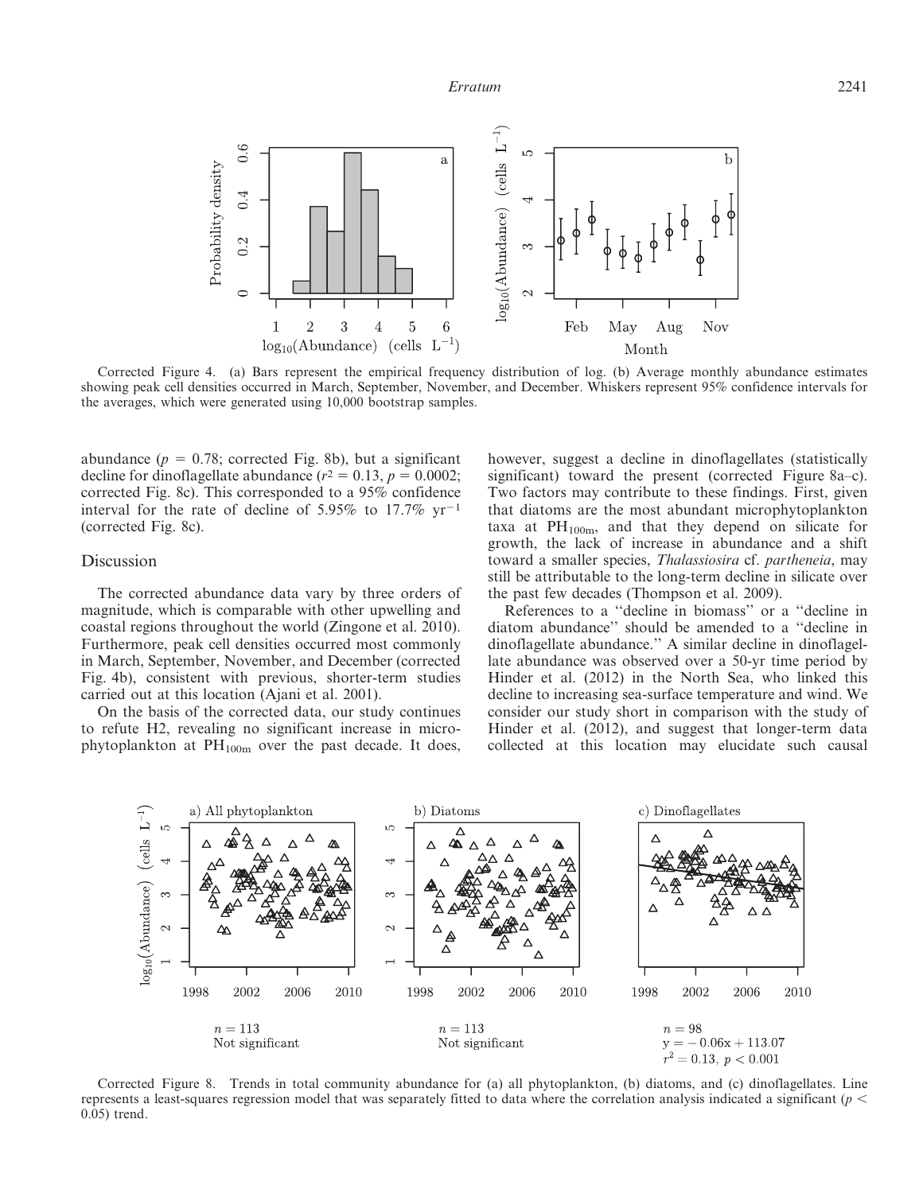Corrected Figure 4. (a) Bars represent the empirical frequency distribution of log. (b) Average monthly abundance estimates showing peak cell densities occurred in March, September, November, and December. Whiskers represent 95% confidence intervals for the averages, which were generated using 10,000 bootstrap samples.

abundance ($p$ = 0.78; corrected Fig. 8b), but a significant decline for dinoflagellate abundance ($r^2$ = 0.13, $p$ = 0.0002; corrected Fig. 8c). This corresponded to a 95% confidence interval for the rate of decline of 5.95% to 17.7% $yr^{-1}$ (corrected Fig. 8c).

## Discussion

The corrected abundance data vary by three orders of magnitude, which is comparable with other upwelling and coastal regions throughout the world (Zingone et al. 2010). Furthermore, peak cell densities occurred most commonly in March, September, November, and December (corrected Fig. 4b), consistent with previous, shorter-term studies carried out at this location (Ajani et al. 2001).

On the basis of the corrected data, our study continues to refute H2, revealing no significant increase in microphytoplankton at $PH_{100m}$ over the past decade. It does, however, suggest a decline in dinoflagellates (statistically significant) toward the present (corrected Figure 8a–c). Two factors may contribute to these findings. First, given that diatoms are the most abundant microphytoplankton taxa at $PH_{100m}$, and that they depend on silicate for growth, the lack of increase in abundance and a shift toward a smaller species, *Thalassiosira* cf. *partheneia*, may still be attributable to the long-term decline in silicate over the past few decades (Thompson et al. 2009).

References to a ''decline in biomass'' or a ''decline in diatom abundance'' should be amended to a ''decline in dinoflagellate abundance.'' A similar decline in dinoflagellate abundance was observed over a 50-yr time period by Hinder et al. (2012) in the North Sea, who linked this decline to increasing sea-surface temperature and wind. We consider our study short in comparison with the study of Hinder et al. (2012), and suggest that longer-term data collected at this location may elucidate such causal

Corrected Figure 8. Trends in total community abundance for (a) all phytoplankton, (b) diatoms, and (c) dinoflagellates. Line represents a least-squares regression model that was separately fitted to data where the correlation analysis indicated a significant ($p$ < 0.05) trend.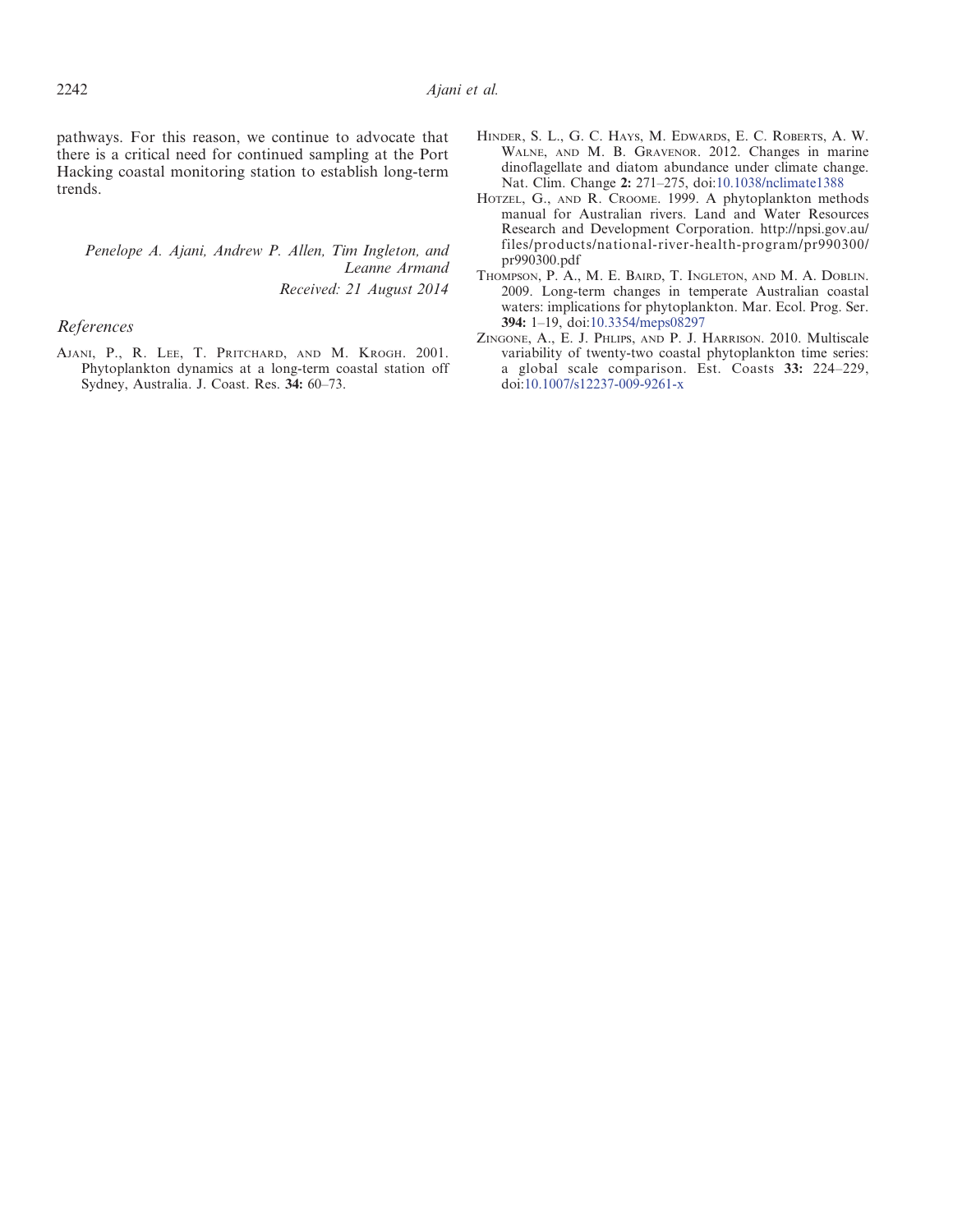pathways. For this reason, we continue to advocate that there is a critical need for continued sampling at the Port Hacking coastal monitoring station to establish long-term trends.

*Penelope A. Ajani, Andrew P. Allen, Tim Ingleton, and Leanne Armand*

*Received: 21 August 2014*

## References

Ajani, P., R. Lee, T. Pritchard, and M. Krogh. 2001. Phytoplankton dynamics at a long-term coastal station off Sydney, Australia. J. Coast. Res. **34:** 60–73.

Hinder, S. L., G. C. Hays, M. Edwards, E. C. Roberts, A. W. Walne, and M. B. Gravenor. 2012. Changes in marine dinoflagellate and diatom abundance under climate change. Nat. Clim. Change **2:** 271–275, doi:10.1038/nclimate1388

Hotzel, G., and R. Croome. 1999. A phytoplankton methods manual for Australian rivers. Land and Water Resources Research and Development Corporation. http://npsi.gov.au/files/products/national-river-health-program/pr990300/pr990300.pdf

Thompson, P. A., M. E. Baird, T. Ingleton, and M. A. Doblin. 2009. Long-term changes in temperate Australian coastal waters: implications for phytoplankton. Mar. Ecol. Prog. Ser. **394:** 1–19, doi:10.3354/meps08297

Zingone, A., E. J. Phlips, and P. J. Harrison. 2010. Multiscale variability of twenty-two coastal phytoplankton time series: a global scale comparison. Est. Coasts **33:** 224–229, doi:10.1007/s12237-009-9261-x